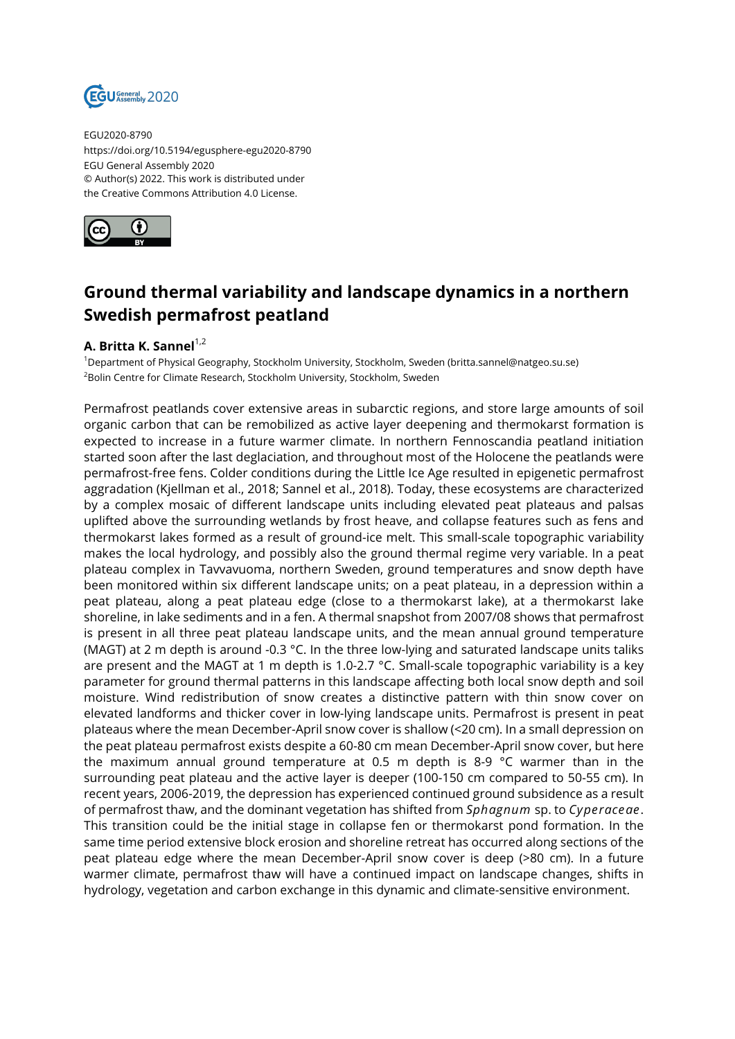EGU2020-8790
https://doi.org/10.5194/egusphere-egu2020-8790
EGU General Assembly 2020
© Author(s) 2022. This work is distributed under
the Creative Commons Attribution 4.0 License.

# Ground thermal variability and landscape dynamics in a northern Swedish permafrost peatland

**A. Britta K. Sannel**[1,2]

[1]Department of Physical Geography, Stockholm University, Stockholm, Sweden (britta.sannel@natgeo.su.se)
[2]Bolin Centre for Climate Research, Stockholm University, Stockholm, Sweden

Permafrost peatlands cover extensive areas in subarctic regions, and store large amounts of soil organic carbon that can be remobilized as active layer deepening and thermokarst formation is expected to increase in a future warmer climate. In northern Fennoscandia peatland initiation started soon after the last deglaciation, and throughout most of the Holocene the peatlands were permafrost-free fens. Colder conditions during the Little Ice Age resulted in epigenetic permafrost aggradation (Kjellman et al., 2018; Sannel et al., 2018). Today, these ecosystems are characterized by a complex mosaic of different landscape units including elevated peat plateaus and palsas uplifted above the surrounding wetlands by frost heave, and collapse features such as fens and thermokarst lakes formed as a result of ground-ice melt. This small-scale topographic variability makes the local hydrology, and possibly also the ground thermal regime very variable. In a peat plateau complex in Tavvavuoma, northern Sweden, ground temperatures and snow depth have been monitored within six different landscape units; on a peat plateau, in a depression within a peat plateau, along a peat plateau edge (close to a thermokarst lake), at a thermokarst lake shoreline, in lake sediments and in a fen. A thermal snapshot from 2007/08 shows that permafrost is present in all three peat plateau landscape units, and the mean annual ground temperature (MAGT) at 2 m depth is around -0.3 °C. In the three low-lying and saturated landscape units taliks are present and the MAGT at 1 m depth is 1.0-2.7 °C. Small-scale topographic variability is a key parameter for ground thermal patterns in this landscape affecting both local snow depth and soil moisture. Wind redistribution of snow creates a distinctive pattern with thin snow cover on elevated landforms and thicker cover in low-lying landscape units. Permafrost is present in peat plateaus where the mean December-April snow cover is shallow (<20 cm). In a small depression on the peat plateau permafrost exists despite a 60-80 cm mean December-April snow cover, but here the maximum annual ground temperature at 0.5 m depth is 8-9 °C warmer than in the surrounding peat plateau and the active layer is deeper (100-150 cm compared to 50-55 cm). In recent years, 2006-2019, the depression has experienced continued ground subsidence as a result of permafrost thaw, and the dominant vegetation has shifted from *Sphagnum* sp. to *Cyperaceae*. This transition could be the initial stage in collapse fen or thermokarst pond formation. In the same time period extensive block erosion and shoreline retreat has occurred along sections of the peat plateau edge where the mean December-April snow cover is deep (>80 cm). In a future warmer climate, permafrost thaw will have a continued impact on landscape changes, shifts in hydrology, vegetation and carbon exchange in this dynamic and climate-sensitive environment.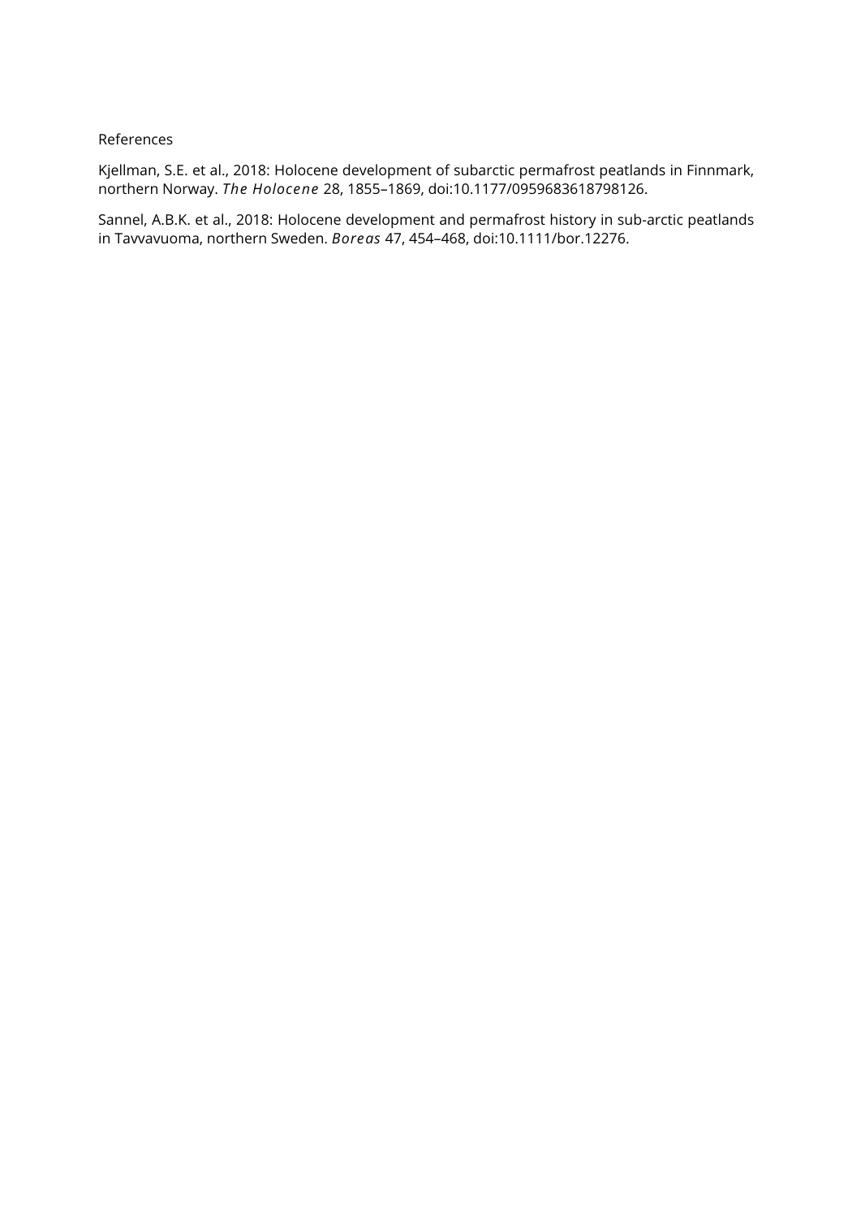References

Kjellman, S.E. et al., 2018: Holocene development of subarctic permafrost peatlands in Finnmark, northern Norway. *The Holocene* 28, 1855–1869, doi:10.1177/0959683618798126.

Sannel, A.B.K. et al., 2018: Holocene development and permafrost history in sub-arctic peatlands in Tavvavuoma, northern Sweden. *Boreas* 47, 454–468, doi:10.1111/bor.12276.